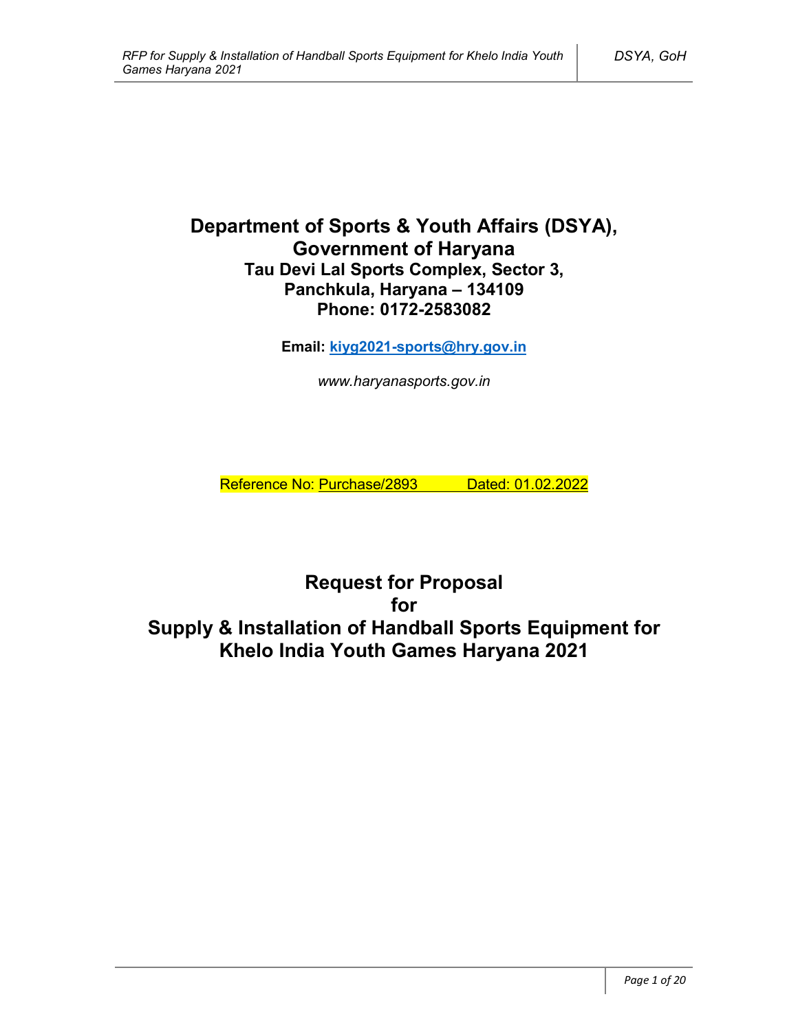# Department of Sports & Youth Affairs (DSYA), Government of Haryana

**Tau Devi Lal Sports Complex, Sector 3,**
**Panchkula, Haryana – 134109**
**Phone: 0172-2583082**

**Email: kiyg2021-sports@hry.gov.in**

*www.haryanasports.gov.in*

Reference No: Purchase/2893 Dated: 01.02.2022

# Request for Proposal for Supply & Installation of Handball Sports Equipment for Khelo India Youth Games Haryana 2021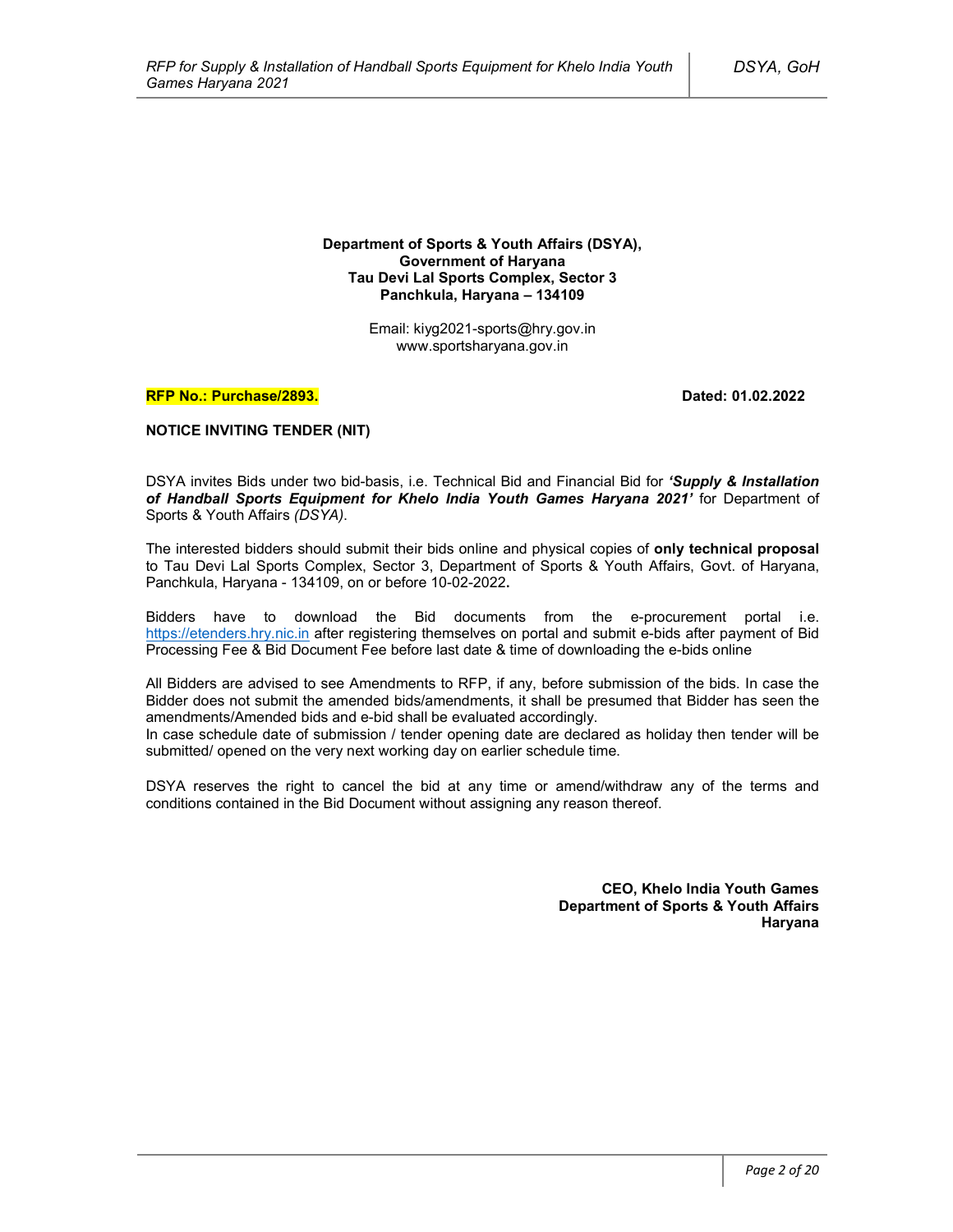**Department of Sports & Youth Affairs (DSYA),**
**Government of Haryana**
**Tau Devi Lal Sports Complex, Sector 3**
**Panchkula, Haryana – 134109**

Email: kiyg2021-sports@hry.gov.in
www.sportsharyana.gov.in

**RFP No.: Purchase/2893.** **Dated: 01.02.2022**

**NOTICE INVITING TENDER (NIT)**

DSYA invites Bids under two bid-basis, i.e. Technical Bid and Financial Bid for ***'Supply & Installation of Handball Sports Equipment for Khelo India Youth Games Haryana 2021'*** for Department of Sports & Youth Affairs *(DSYA)*.

The interested bidders should submit their bids online and physical copies of **only technical proposal** to Tau Devi Lal Sports Complex, Sector 3, Department of Sports & Youth Affairs, Govt. of Haryana, Panchkula, Haryana - 134109, on or before 10-02-2022**.**

Bidders have to download the Bid documents from the e-procurement portal i.e. https://etenders.hry.nic.in after registering themselves on portal and submit e-bids after payment of Bid Processing Fee & Bid Document Fee before last date & time of downloading the e-bids online

All Bidders are advised to see Amendments to RFP, if any, before submission of the bids. In case the Bidder does not submit the amended bids/amendments, it shall be presumed that Bidder has seen the amendments/Amended bids and e-bid shall be evaluated accordingly.
In case schedule date of submission / tender opening date are declared as holiday then tender will be submitted/ opened on the very next working day on earlier schedule time.

DSYA reserves the right to cancel the bid at any time or amend/withdraw any of the terms and conditions contained in the Bid Document without assigning any reason thereof.

**CEO, Khelo India Youth Games**
**Department of Sports & Youth Affairs**
**Haryana**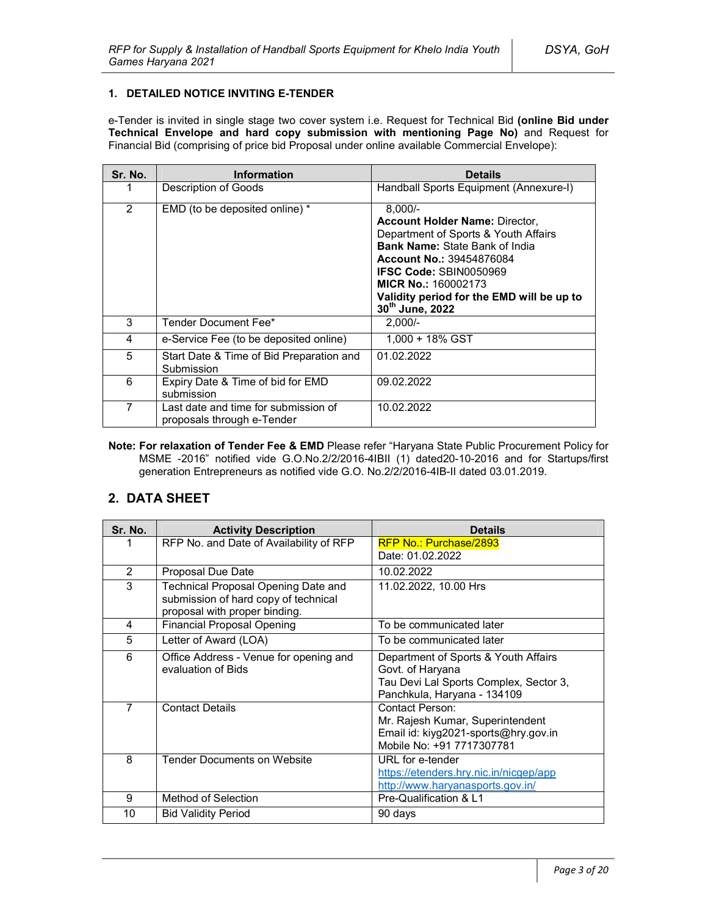### 1. DETAILED NOTICE INVITING E-TENDER

e-Tender is invited in single stage two cover system i.e. Request for Technical Bid **(online Bid under Technical Envelope and hard copy submission with mentioning Page No)** and Request for Financial Bid (comprising of price bid Proposal under online available Commercial Envelope):

| Sr. No. | Information | Details |
|---|---|---|
| 1 | Description of Goods | Handball Sports Equipment (Annexure-I) |
| 2 | EMD (to be deposited online) * | 8,000/-<br>**Account Holder Name:** Director, Department of Sports & Youth Affairs<br>**Bank Name:** State Bank of India<br>**Account No.:** 39454876084<br>**IFSC Code:** SBIN0050969<br>**MICR No.:** 160002173<br>**Validity period for the EMD will be up to 30th June, 2022** |
| 3 | Tender Document Fee* | 2,000/- |
| 4 | e-Service Fee (to be deposited online) | 1,000 + 18% GST |
| 5 | Start Date & Time of Bid Preparation and Submission | 01.02.2022 |
| 6 | Expiry Date & Time of bid for EMD submission | 09.02.2022 |
| 7 | Last date and time for submission of proposals through e-Tender | 10.02.2022 |

**Note: For relaxation of Tender Fee & EMD** Please refer "Haryana State Public Procurement Policy for MSME -2016" notified vide G.O.No.2/2/2016-4IBII (1) dated20-10-2016 and for Startups/first generation Entrepreneurs as notified vide G.O. No.2/2/2016-4IB-II dated 03.01.2019.

## 2. DATA SHEET

| Sr. No. | Activity Description | Details |
|---|---|---|
| 1 | RFP No. and Date of Availability of RFP | RFP No.: Purchase/2893<br>Date: 01.02.2022 |
| 2 | Proposal Due Date | 10.02.2022 |
| 3 | Technical Proposal Opening Date and submission of hard copy of technical proposal with proper binding. | 11.02.2022, 10.00 Hrs |
| 4 | Financial Proposal Opening | To be communicated later |
| 5 | Letter of Award (LOA) | To be communicated later |
| 6 | Office Address - Venue for opening and evaluation of Bids | Department of Sports & Youth Affairs Govt. of Haryana<br>Tau Devi Lal Sports Complex, Sector 3, Panchkula, Haryana - 134109 |
| 7 | Contact Details | Contact Person:<br>Mr. Rajesh Kumar, Superintendent<br>Email id: kiyg2021-sports@hry.gov.in<br>Mobile No: +91 7717307781 |
| 8 | Tender Documents on Website | URL for e-tender<br>https://etenders.hry.nic.in/nicgep/app<br>http://www.haryanasports.gov.in/ |
| 9 | Method of Selection | Pre-Qualification & L1 |
| 10 | Bid Validity Period | 90 days |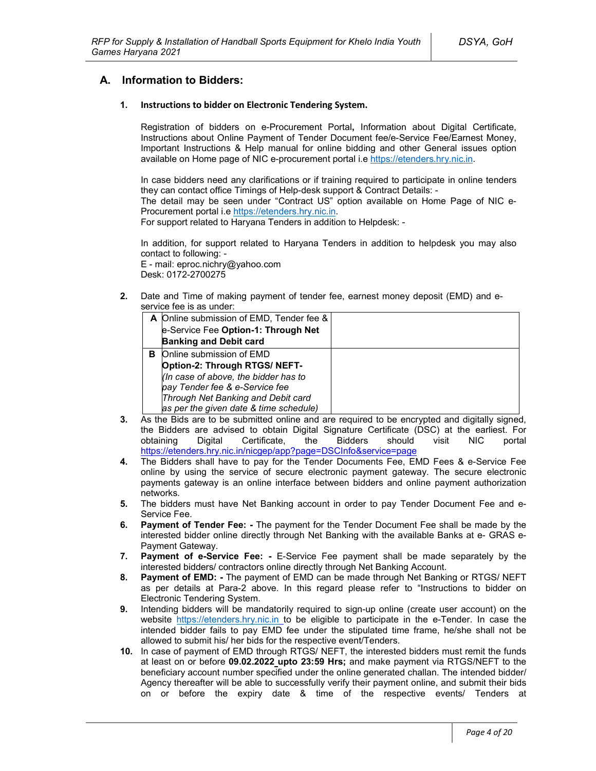## A. Information to Bidders:

### 1. Instructions to bidder on Electronic Tendering System.

Registration of bidders on e-Procurement Portal**,** Information about Digital Certificate, Instructions about Online Payment of Tender Document fee/e-Service Fee/Earnest Money, Important Instructions & Help manual for online bidding and other General issues option available on Home page of NIC e-procurement portal i.e https://etenders.hry.nic.in.

In case bidders need any clarifications or if training required to participate in online tenders they can contact office Timings of Help-desk support & Contract Details: -
The detail may be seen under "Contract US" option available on Home Page of NIC e-Procurement portal i.e https://etenders.hry.nic.in.
For support related to Haryana Tenders in addition to Helpdesk: -

In addition, for support related to Haryana Tenders in addition to helpdesk you may also contact to following: -
E - mail: eproc.nichry@yahoo.com
Desk: 0172-2700275

**2.** Date and Time of making payment of tender fee, earnest money deposit (EMD) and e-service fee is as under:

| | | |
|---|---|---|
| **A** | Online submission of EMD, Tender fee & e-Service Fee **Option-1: Through Net Banking and Debit card** | |
| **B** | Online submission of EMD **Option-2: Through RTGS/ NEFT-** *(In case of above, the bidder has to pay Tender fee & e-Service fee Through Net Banking and Debit card as per the given date & time schedule)* | |

**3.** As the Bids are to be submitted online and are required to be encrypted and digitally signed, the Bidders are advised to obtain Digital Signature Certificate (DSC) at the earliest. For obtaining Digital Certificate, the Bidders should visit NIC portal https://etenders.hry.nic.in/nicgep/app?page=DSCInfo&service=page

**4.** The Bidders shall have to pay for the Tender Documents Fee, EMD Fees & e-Service Fee online by using the service of secure electronic payment gateway. The secure electronic payments gateway is an online interface between bidders and online payment authorization networks.

**5.** The bidders must have Net Banking account in order to pay Tender Document Fee and e-Service Fee.

**6.** **Payment of Tender Fee: -** The payment for the Tender Document Fee shall be made by the interested bidder online directly through Net Banking with the available Banks at e- GRAS e-Payment Gateway.

**7.** **Payment of e-Service Fee: -** E-Service Fee payment shall be made separately by the interested bidders/ contractors online directly through Net Banking Account.

**8.** **Payment of EMD: -** The payment of EMD can be made through Net Banking or RTGS/ NEFT as per details at Para-2 above. In this regard please refer to "Instructions to bidder on Electronic Tendering System.

**9.** Intending bidders will be mandatorily required to sign-up online (create user account) on the website https://etenders.hry.nic.in to be eligible to participate in the e-Tender. In case the intended bidder fails to pay EMD fee under the stipulated time frame, he/she shall not be allowed to submit his/ her bids for the respective event/Tenders.

**10.** In case of payment of EMD through RTGS/ NEFT, the interested bidders must remit the funds at least on or before **09.02.2022 upto 23:59 Hrs;** and make payment via RTGS/NEFT to the beneficiary account number specified under the online generated challan. The intended bidder/ Agency thereafter will be able to successfully verify their payment online, and submit their bids on or before the expiry date & time of the respective events/ Tenders at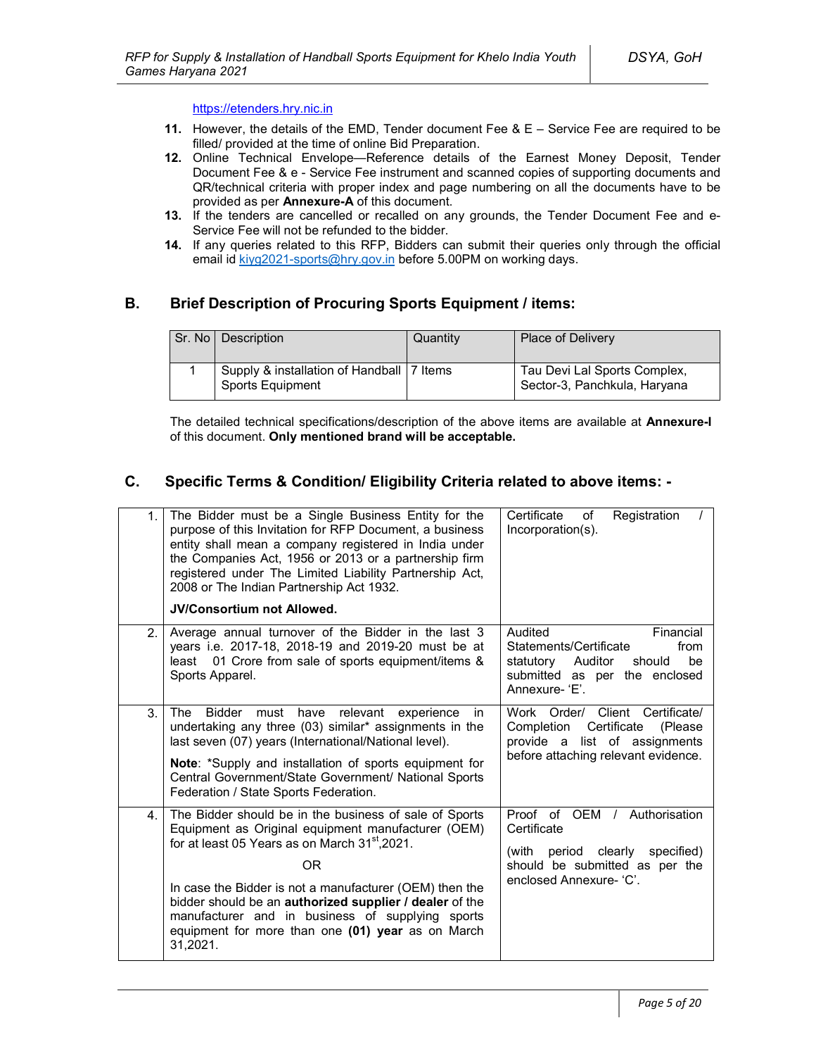https://etenders.hry.nic.in

11. However, the details of the EMD, Tender document Fee & E – Service Fee are required to be filled/ provided at the time of online Bid Preparation.
12. Online Technical Envelope—Reference details of the Earnest Money Deposit, Tender Document Fee & e - Service Fee instrument and scanned copies of supporting documents and QR/technical criteria with proper index and page numbering on all the documents have to be provided as per **Annexure-A** of this document.
13. If the tenders are cancelled or recalled on any grounds, the Tender Document Fee and e-Service Fee will not be refunded to the bidder.
14. If any queries related to this RFP, Bidders can submit their queries only through the official email id kiyg2021-sports@hry.gov.in before 5.00PM on working days.

## B. Brief Description of Procuring Sports Equipment / items:

| Sr. No | Description | Quantity | Place of Delivery |
|---|---|---|---|
| 1 | Supply & installation of Handball Sports Equipment | 7 Items | Tau Devi Lal Sports Complex, Sector-3, Panchkula, Haryana |

The detailed technical specifications/description of the above items are available at **Annexure-I** of this document. **Only mentioned brand will be acceptable.**

## C. Specific Terms & Condition/ Eligibility Criteria related to above items: -

| | | |
|---|---|---|
| 1. | The Bidder must be a Single Business Entity for the purpose of this Invitation for RFP Document, a business entity shall mean a company registered in India under the Companies Act, 1956 or 2013 or a partnership firm registered under The Limited Liability Partnership Act, 2008 or The Indian Partnership Act 1932.<br><br>**JV/Consortium not Allowed.** | Certificate of Registration / Incorporation(s). |
| 2. | Average annual turnover of the Bidder in the last 3 years i.e. 2017-18, 2018-19 and 2019-20 must be at least 01 Crore from sale of sports equipment/items & Sports Apparel. | Audited Financial Statements/Certificate from statutory Auditor should be submitted as per the enclosed Annexure- 'E'. |
| 3. | The Bidder must have relevant experience in undertaking any three (03) similar* assignments in the last seven (07) years (International/National level).<br><br>**Note**: *Supply and installation of sports equipment for Central Government/State Government/ National Sports Federation / State Sports Federation. | Work Order/ Client Certificate/ Completion Certificate (Please provide a list of assignments before attaching relevant evidence. |
| 4. | The Bidder should be in the business of sale of Sports Equipment as Original equipment manufacturer (OEM) for at least 05 Years as on March 31st,2021.<br><br>OR<br><br>In case the Bidder is not a manufacturer (OEM) then the bidder should be an **authorized supplier / dealer** of the manufacturer and in business of supplying sports equipment for more than one **(01) year** as on March 31,2021. | Proof of OEM / Authorisation Certificate<br><br>(with period clearly specified) should be submitted as per the enclosed Annexure- 'C'. |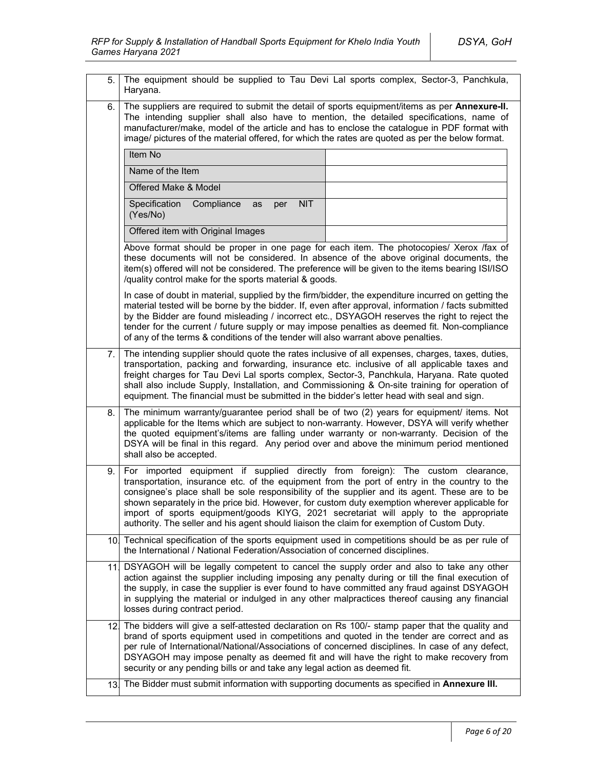| | |
|---|---|
| 5. | The equipment should be supplied to Tau Devi Lal sports complex, Sector-3, Panchkula, Haryana. |
| 6. | The suppliers are required to submit the detail of sports equipment/items as per **Annexure-II.** The intending supplier shall also have to mention, the detailed specifications, name of manufacturer/make, model of the article and has to enclose the catalogue in PDF format with image/ pictures of the material offered, for which the rates are quoted as per the below format. |

| Item No | |
|---|---|
| Name of the Item | |
| Offered Make & Model | |
| Specification Compliance as per NIT (Yes/No) | |
| Offered item with Original Images | |

Above format should be proper in one page for each item. The photocopies/ Xerox /fax of these documents will not be considered. In absence of the above original documents, the item(s) offered will not be considered. The preference will be given to the items bearing ISI/ISO /quality control make for the sports material & goods.

In case of doubt in material, supplied by the firm/bidder, the expenditure incurred on getting the material tested will be borne by the bidder. If, even after approval, information / facts submitted by the Bidder are found misleading / incorrect etc., DSYAGOH reserves the right to reject the tender for the current / future supply or may impose penalties as deemed fit. Non-compliance of any of the terms & conditions of the tender will also warrant above penalties.

| | |
|---|---|
| 7. | The intending supplier should quote the rates inclusive of all expenses, charges, taxes, duties, transportation, packing and forwarding, insurance etc. inclusive of all applicable taxes and freight charges for Tau Devi Lal sports complex, Sector-3, Panchkula, Haryana. Rate quoted shall also include Supply, Installation, and Commissioning & On-site training for operation of equipment. The financial must be submitted in the bidder's letter head with seal and sign. |
| 8. | The minimum warranty/guarantee period shall be of two (2) years for equipment/ items. Not applicable for the Items which are subject to non-warranty. However, DSYA will verify whether the quoted equipment's/items are falling under warranty or non-warranty. Decision of the DSYA will be final in this regard. Any period over and above the minimum period mentioned shall also be accepted. |
| 9. | For imported equipment if supplied directly from foreign): The custom clearance, transportation, insurance etc. of the equipment from the port of entry in the country to the consignee's place shall be sole responsibility of the supplier and its agent. These are to be shown separately in the price bid. However, for custom duty exemption wherever applicable for import of sports equipment/goods KIYG, 2021 secretariat will apply to the appropriate authority. The seller and his agent should liaison the claim for exemption of Custom Duty. |
| 10. | Technical specification of the sports equipment used in competitions should be as per rule of the International / National Federation/Association of concerned disciplines. |
| 11. | DSYAGOH will be legally competent to cancel the supply order and also to take any other action against the supplier including imposing any penalty during or till the final execution of the supply, in case the supplier is ever found to have committed any fraud against DSYAGOH in supplying the material or indulged in any other malpractices thereof causing any financial losses during contract period. |
| 12. | The bidders will give a self-attested declaration on Rs 100/- stamp paper that the quality and brand of sports equipment used in competitions and quoted in the tender are correct and as per rule of International/National/Associations of concerned disciplines. In case of any defect, DSYAGOH may impose penalty as deemed fit and will have the right to make recovery from security or any pending bills or and take any legal action as deemed fit. |
| 13. | The Bidder must submit information with supporting documents as specified in **Annexure III.** |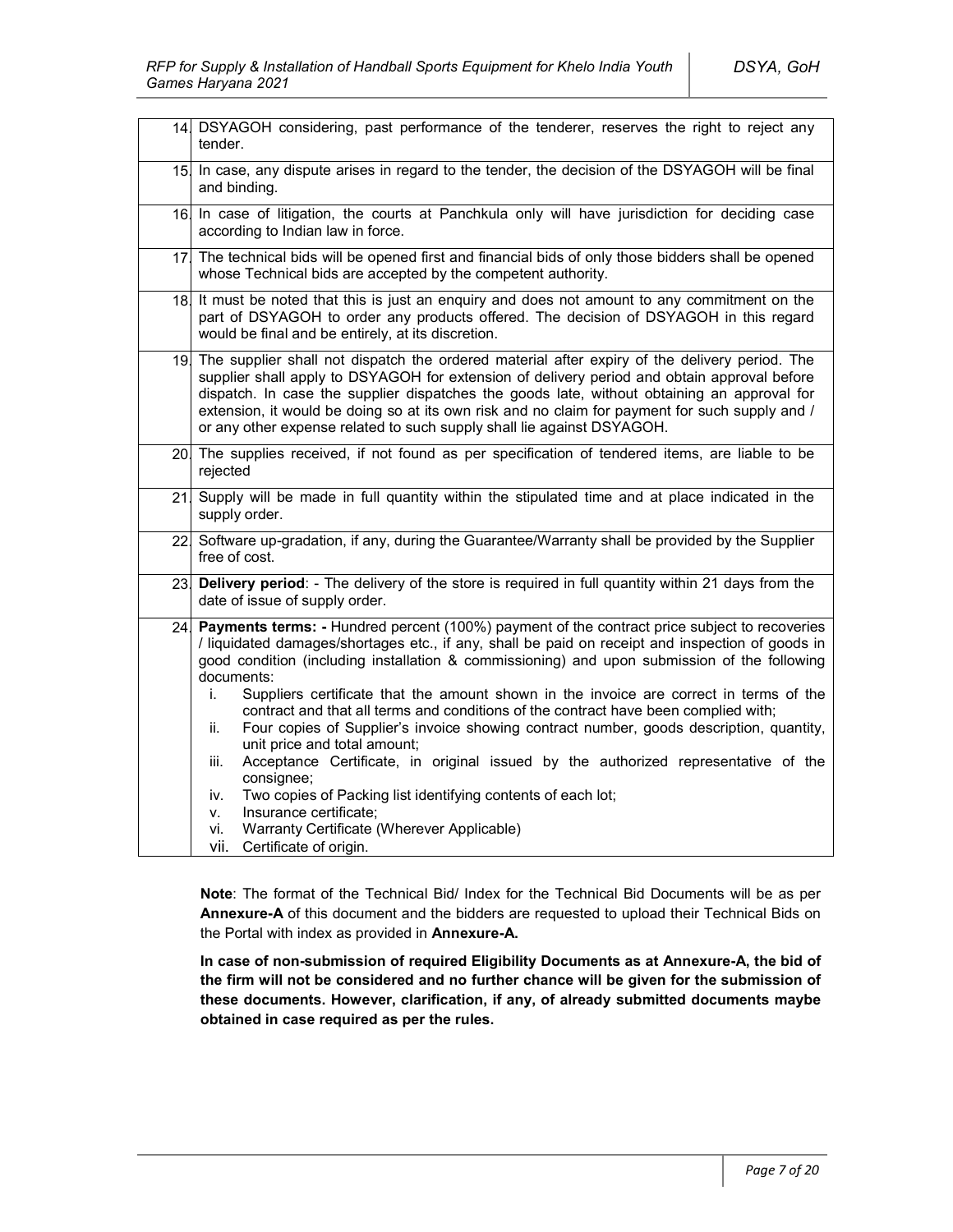| | |
|---|---|
| 14. | DSYAGOH considering, past performance of the tenderer, reserves the right to reject any tender. |
| 15. | In case, any dispute arises in regard to the tender, the decision of the DSYAGOH will be final and binding. |
| 16. | In case of litigation, the courts at Panchkula only will have jurisdiction for deciding case according to Indian law in force. |
| 17. | The technical bids will be opened first and financial bids of only those bidders shall be opened whose Technical bids are accepted by the competent authority. |
| 18. | It must be noted that this is just an enquiry and does not amount to any commitment on the part of DSYAGOH to order any products offered. The decision of DSYAGOH in this regard would be final and be entirely, at its discretion. |
| 19. | The supplier shall not dispatch the ordered material after expiry of the delivery period. The supplier shall apply to DSYAGOH for extension of delivery period and obtain approval before dispatch. In case the supplier dispatches the goods late, without obtaining an approval for extension, it would be doing so at its own risk and no claim for payment for such supply and / or any other expense related to such supply shall lie against DSYAGOH. |
| 20. | The supplies received, if not found as per specification of tendered items, are liable to be rejected |
| 21. | Supply will be made in full quantity within the stipulated time and at place indicated in the supply order. |
| 22. | Software up-gradation, if any, during the Guarantee/Warranty shall be provided by the Supplier free of cost. |
| 23. | **Delivery period**: - The delivery of the store is required in full quantity within 21 days from the date of issue of supply order. |
| 24. | **Payments terms: -** Hundred percent (100%) payment of the contract price subject to recoveries / liquidated damages/shortages etc., if any, shall be paid on receipt and inspection of goods in good condition (including installation & commissioning) and upon submission of the following documents:<br>i. Suppliers certificate that the amount shown in the invoice are correct in terms of the contract and that all terms and conditions of the contract have been complied with;<br>ii. Four copies of Supplier's invoice showing contract number, goods description, quantity, unit price and total amount;<br>iii. Acceptance Certificate, in original issued by the authorized representative of the consignee;<br>iv. Two copies of Packing list identifying contents of each lot;<br>v. Insurance certificate;<br>vi. Warranty Certificate (Wherever Applicable)<br>vii. Certificate of origin. |

**Note**: The format of the Technical Bid/ Index for the Technical Bid Documents will be as per **Annexure-A** of this document and the bidders are requested to upload their Technical Bids on the Portal with index as provided in **Annexure-A.**

**In case of non-submission of required Eligibility Documents as at Annexure-A, the bid of the firm will not be considered and no further chance will be given for the submission of these documents. However, clarification, if any, of already submitted documents maybe obtained in case required as per the rules.**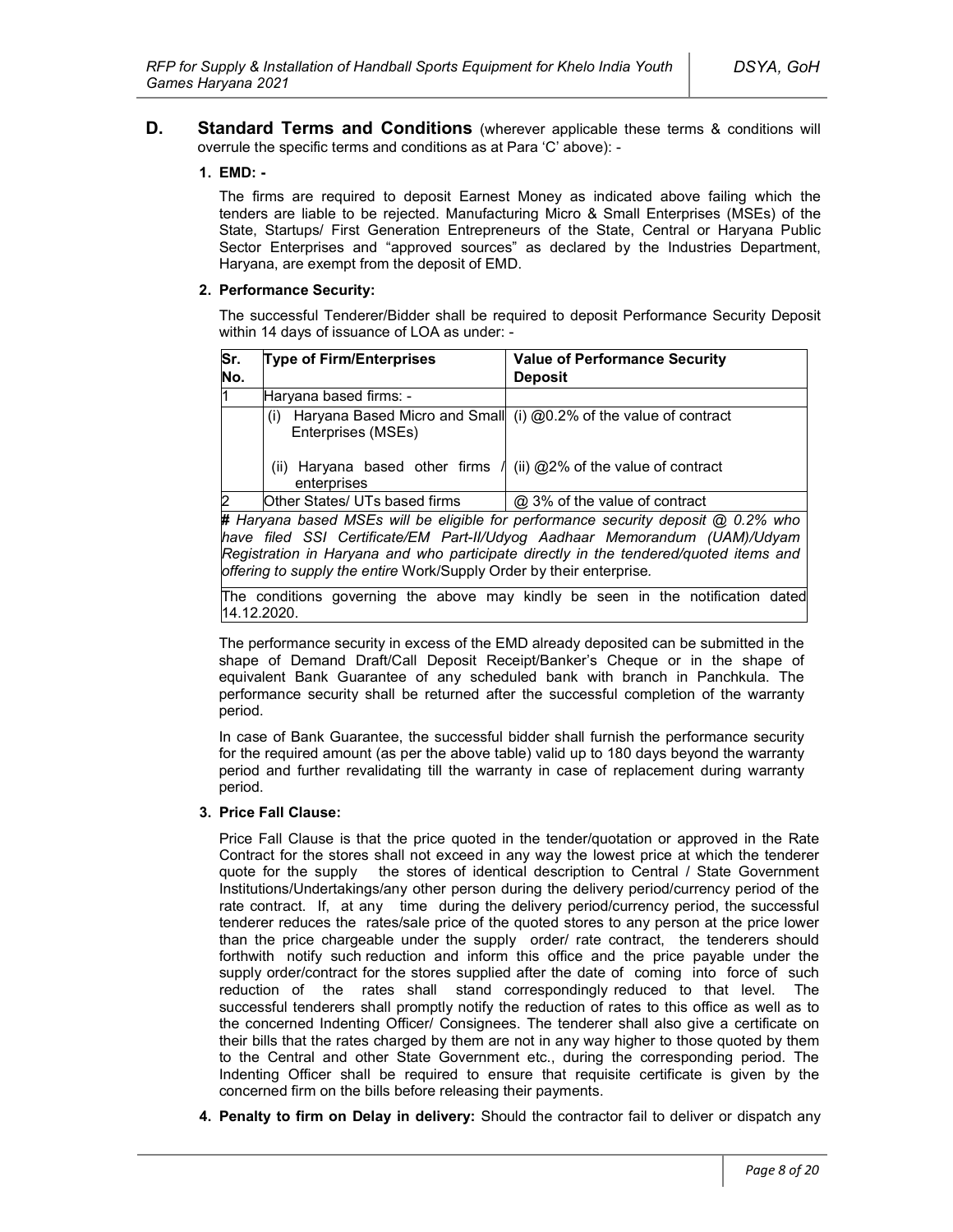## D. Standard Terms and Conditions (wherever applicable these terms & conditions will overrule the specific terms and conditions as at Para 'C' above): -

### 1. EMD: -

The firms are required to deposit Earnest Money as indicated above failing which the tenders are liable to be rejected. Manufacturing Micro & Small Enterprises (MSEs) of the State, Startups/ First Generation Entrepreneurs of the State, Central or Haryana Public Sector Enterprises and "approved sources" as declared by the Industries Department, Haryana, are exempt from the deposit of EMD.

### 2. Performance Security:

The successful Tenderer/Bidder shall be required to deposit Performance Security Deposit within 14 days of issuance of LOA as under: -

| Sr. No. | Type of Firm/Enterprises | Value of Performance Security Deposit |
|---|---|---|
| 1 | Haryana based firms: - | |
| | (i) Haryana Based Micro and Small Enterprises (MSEs)<br><br>(ii) Haryana based other firms / enterprises | (i) @0.2% of the value of contract<br><br>(ii) @2% of the value of contract |
| 2 | Other States/ UTs based firms | @ 3% of the value of contract |
| ***# Haryana based MSEs will be eligible for performance security deposit @ 0.2% who have filed SSI Certificate/EM Part-II/Udyog Aadhaar Memorandum (UAM)/Udyam Registration in Haryana and who participate directly in the tendered/quoted items and offering to supply the entire** Work/Supply Order by their enterprise.* | | |
| The conditions governing the above may kindly be seen in the notification dated 14.12.2020. | | |

The performance security in excess of the EMD already deposited can be submitted in the shape of Demand Draft/Call Deposit Receipt/Banker's Cheque or in the shape of equivalent Bank Guarantee of any scheduled bank with branch in Panchkula. The performance security shall be returned after the successful completion of the warranty period.

In case of Bank Guarantee, the successful bidder shall furnish the performance security for the required amount (as per the above table) valid up to 180 days beyond the warranty period and further revalidating till the warranty in case of replacement during warranty period.

### 3. Price Fall Clause:

Price Fall Clause is that the price quoted in the tender/quotation or approved in the Rate Contract for the stores shall not exceed in any way the lowest price at which the tenderer quote for the supply the stores of identical description to Central / State Government Institutions/Undertakings/any other person during the delivery period/currency period of the rate contract. If, at any time during the delivery period/currency period, the successful tenderer reduces the rates/sale price of the quoted stores to any person at the price lower than the price chargeable under the supply order/ rate contract, the tenderers should forthwith notify such reduction and inform this office and the price payable under the supply order/contract for the stores supplied after the date of coming into force of such reduction of the rates shall stand correspondingly reduced to that level. The successful tenderers shall promptly notify the reduction of rates to this office as well as to the concerned Indenting Officer/ Consignees. The tenderer shall also give a certificate on their bills that the rates charged by them are not in any way higher to those quoted by them to the Central and other State Government etc., during the corresponding period. The Indenting Officer shall be required to ensure that requisite certificate is given by the concerned firm on the bills before releasing their payments.

### 4. **Penalty to firm on Delay in delivery:** Should the contractor fail to deliver or dispatch any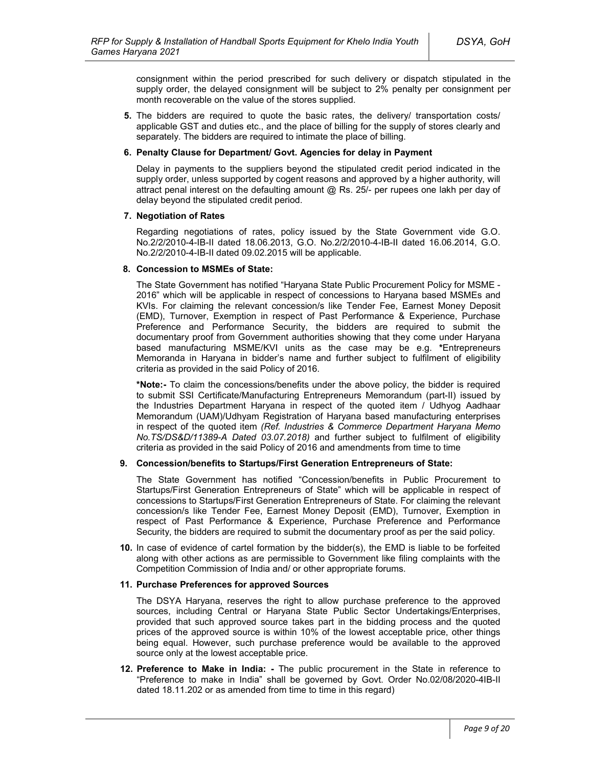consignment within the period prescribed for such delivery or dispatch stipulated in the supply order, the delayed consignment will be subject to 2% penalty per consignment per month recoverable on the value of the stores supplied.

**5.** The bidders are required to quote the basic rates, the delivery/ transportation costs/ applicable GST and duties etc., and the place of billing for the supply of stores clearly and separately. The bidders are required to intimate the place of billing.

**6. Penalty Clause for Department/ Govt. Agencies for delay in Payment**

Delay in payments to the suppliers beyond the stipulated credit period indicated in the supply order, unless supported by cogent reasons and approved by a higher authority, will attract penal interest on the defaulting amount @ Rs. 25/- per rupees one lakh per day of delay beyond the stipulated credit period.

**7. Negotiation of Rates**

Regarding negotiations of rates, policy issued by the State Government vide G.O. No.2/2/2010-4-IB-II dated 18.06.2013, G.O. No.2/2/2010-4-IB-II dated 16.06.2014, G.O. No.2/2/2010-4-IB-II dated 09.02.2015 will be applicable.

**8. Concession to MSMEs of State:**

The State Government has notified "Haryana State Public Procurement Policy for MSME - 2016" which will be applicable in respect of concessions to Haryana based MSMEs and KVIs. For claiming the relevant concession/s like Tender Fee, Earnest Money Deposit (EMD), Turnover, Exemption in respect of Past Performance & Experience, Purchase Preference and Performance Security, the bidders are required to submit the documentary proof from Government authorities showing that they come under Haryana based manufacturing MSME/KVI units as the case may be e.g. **\***Entrepreneurs Memoranda in Haryana in bidder's name and further subject to fulfilment of eligibility criteria as provided in the said Policy of 2016.

**\*Note:-** To claim the concessions/benefits under the above policy, the bidder is required to submit SSI Certificate/Manufacturing Entrepreneurs Memorandum (part-II) issued by the Industries Department Haryana in respect of the quoted item / Udhyog Aadhaar Memorandum (UAM)/Udhyam Registration of Haryana based manufacturing enterprises in respect of the quoted item *(Ref. Industries & Commerce Department Haryana Memo No.TS/DS&D/11389-A Dated 03.07.2018)* and further subject to fulfilment of eligibility criteria as provided in the said Policy of 2016 and amendments from time to time

**9. Concession/benefits to Startups/First Generation Entrepreneurs of State:**

The State Government has notified "Concession/benefits in Public Procurement to Startups/First Generation Entrepreneurs of State" which will be applicable in respect of concessions to Startups/First Generation Entrepreneurs of State. For claiming the relevant concession/s like Tender Fee, Earnest Money Deposit (EMD), Turnover, Exemption in respect of Past Performance & Experience, Purchase Preference and Performance Security, the bidders are required to submit the documentary proof as per the said policy.

**10.** In case of evidence of cartel formation by the bidder(s), the EMD is liable to be forfeited along with other actions as are permissible to Government like filing complaints with the Competition Commission of India and/ or other appropriate forums.

**11. Purchase Preferences for approved Sources**

The DSYA Haryana, reserves the right to allow purchase preference to the approved sources, including Central or Haryana State Public Sector Undertakings/Enterprises, provided that such approved source takes part in the bidding process and the quoted prices of the approved source is within 10% of the lowest acceptable price, other things being equal. However, such purchase preference would be available to the approved source only at the lowest acceptable price.

**12. Preference to Make in India: -** The public procurement in the State in reference to "Preference to make in India" shall be governed by Govt. Order No.02/08/2020-4IB-II dated 18.11.202 or as amended from time to time in this regard)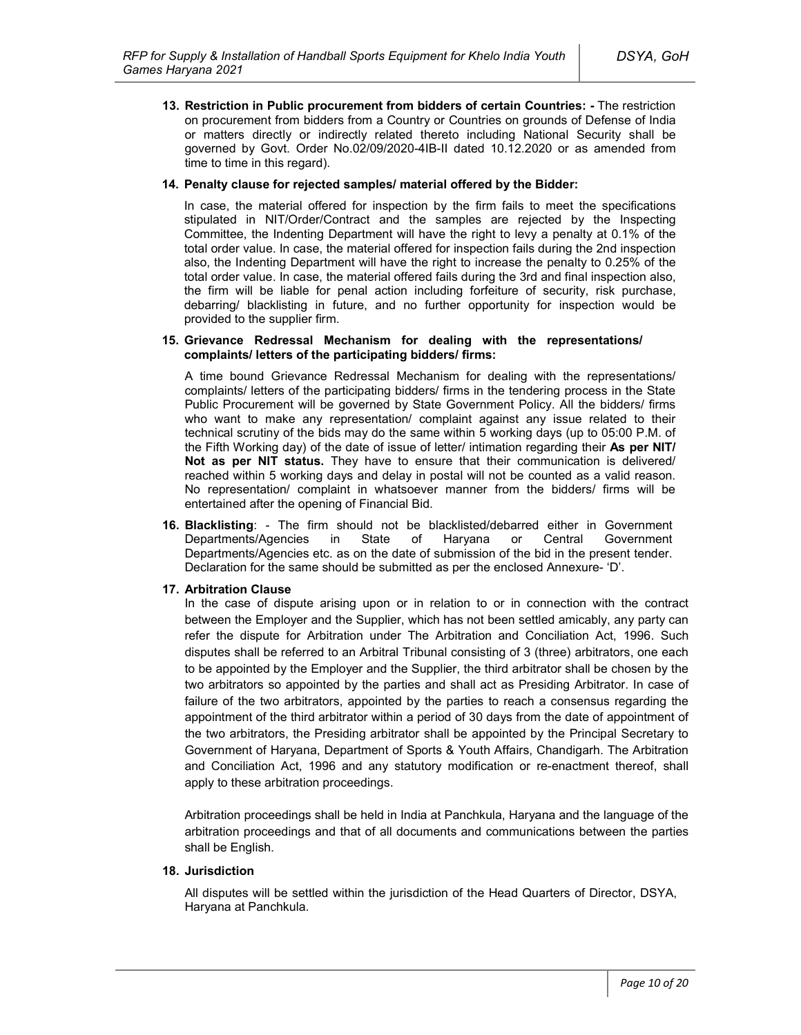13. **Restriction in Public procurement from bidders of certain Countries: -** The restriction on procurement from bidders from a Country or Countries on grounds of Defense of India or matters directly or indirectly related thereto including National Security shall be governed by Govt. Order No.02/09/2020-4IB-II dated 10.12.2020 or as amended from time to time in this regard).

14. **Penalty clause for rejected samples/ material offered by the Bidder:**

    In case, the material offered for inspection by the firm fails to meet the specifications stipulated in NIT/Order/Contract and the samples are rejected by the Inspecting Committee, the Indenting Department will have the right to levy a penalty at 0.1% of the total order value. In case, the material offered for inspection fails during the 2nd inspection also, the Indenting Department will have the right to increase the penalty to 0.25% of the total order value. In case, the material offered fails during the 3rd and final inspection also, the firm will be liable for penal action including forfeiture of security, risk purchase, debarring/ blacklisting in future, and no further opportunity for inspection would be provided to the supplier firm.

15. **Grievance Redressal Mechanism for dealing with the representations/ complaints/ letters of the participating bidders/ firms:**

    A time bound Grievance Redressal Mechanism for dealing with the representations/ complaints/ letters of the participating bidders/ firms in the tendering process in the State Public Procurement will be governed by State Government Policy. All the bidders/ firms who want to make any representation/ complaint against any issue related to their technical scrutiny of the bids may do the same within 5 working days (up to 05:00 P.M. of the Fifth Working day) of the date of issue of letter/ intimation regarding their **As per NIT/ Not as per NIT status.** They have to ensure that their communication is delivered/ reached within 5 working days and delay in postal will not be counted as a valid reason. No representation/ complaint in whatsoever manner from the bidders/ firms will be entertained after the opening of Financial Bid.

16. **Blacklisting**: - The firm should not be blacklisted/debarred either in Government Departments/Agencies in State of Haryana or Central Government Departments/Agencies etc. as on the date of submission of the bid in the present tender. Declaration for the same should be submitted as per the enclosed Annexure- 'D'.

17. **Arbitration Clause**

    In the case of dispute arising upon or in relation to or in connection with the contract between the Employer and the Supplier, which has not been settled amicably, any party can refer the dispute for Arbitration under The Arbitration and Conciliation Act, 1996. Such disputes shall be referred to an Arbitral Tribunal consisting of 3 (three) arbitrators, one each to be appointed by the Employer and the Supplier, the third arbitrator shall be chosen by the two arbitrators so appointed by the parties and shall act as Presiding Arbitrator. In case of failure of the two arbitrators, appointed by the parties to reach a consensus regarding the appointment of the third arbitrator within a period of 30 days from the date of appointment of the two arbitrators, the Presiding arbitrator shall be appointed by the Principal Secretary to Government of Haryana, Department of Sports & Youth Affairs, Chandigarh. The Arbitration and Conciliation Act, 1996 and any statutory modification or re-enactment thereof, shall apply to these arbitration proceedings.

    Arbitration proceedings shall be held in India at Panchkula, Haryana and the language of the arbitration proceedings and that of all documents and communications between the parties shall be English.

18. **Jurisdiction**

    All disputes will be settled within the jurisdiction of the Head Quarters of Director, DSYA, Haryana at Panchkula.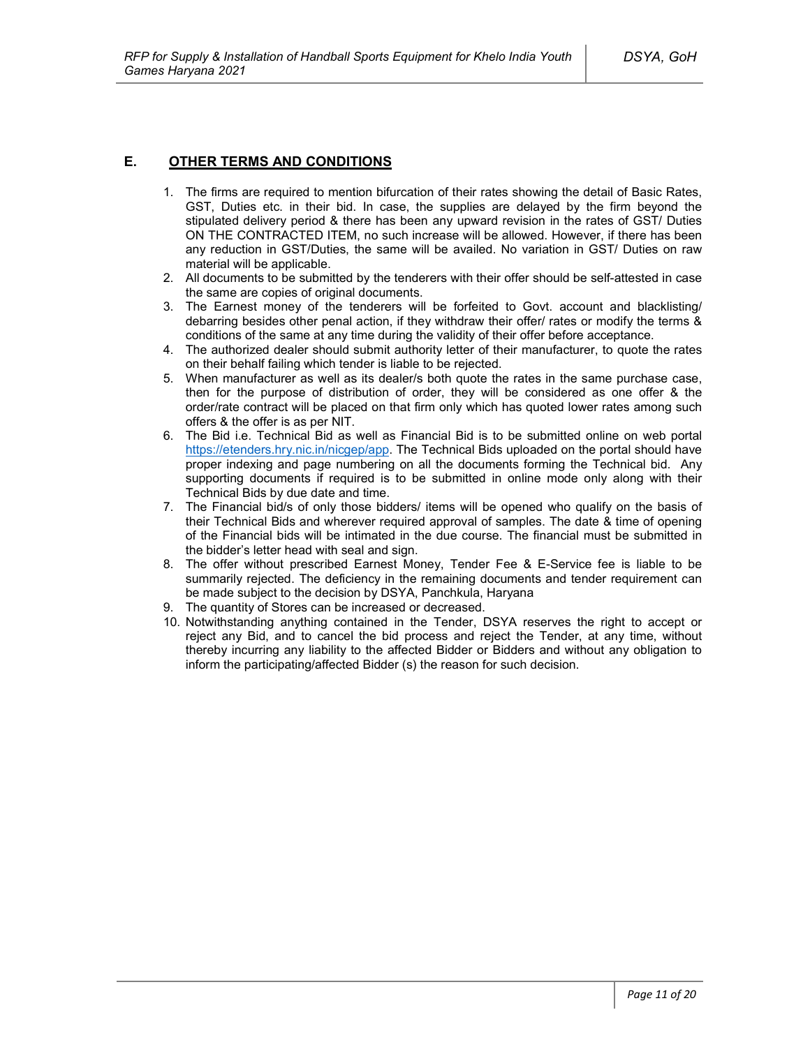## E. OTHER TERMS AND CONDITIONS

1. The firms are required to mention bifurcation of their rates showing the detail of Basic Rates, GST, Duties etc. in their bid. In case, the supplies are delayed by the firm beyond the stipulated delivery period & there has been any upward revision in the rates of GST/ Duties ON THE CONTRACTED ITEM, no such increase will be allowed. However, if there has been any reduction in GST/Duties, the same will be availed. No variation in GST/ Duties on raw material will be applicable.
2. All documents to be submitted by the tenderers with their offer should be self-attested in case the same are copies of original documents.
3. The Earnest money of the tenderers will be forfeited to Govt. account and blacklisting/ debarring besides other penal action, if they withdraw their offer/ rates or modify the terms & conditions of the same at any time during the validity of their offer before acceptance.
4. The authorized dealer should submit authority letter of their manufacturer, to quote the rates on their behalf failing which tender is liable to be rejected.
5. When manufacturer as well as its dealer/s both quote the rates in the same purchase case, then for the purpose of distribution of order, they will be considered as one offer & the order/rate contract will be placed on that firm only which has quoted lower rates among such offers & the offer is as per NIT.
6. The Bid i.e. Technical Bid as well as Financial Bid is to be submitted online on web portal https://etenders.hry.nic.in/nicgep/app. The Technical Bids uploaded on the portal should have proper indexing and page numbering on all the documents forming the Technical bid. Any supporting documents if required is to be submitted in online mode only along with their Technical Bids by due date and time.
7. The Financial bid/s of only those bidders/ items will be opened who qualify on the basis of their Technical Bids and wherever required approval of samples. The date & time of opening of the Financial bids will be intimated in the due course. The financial must be submitted in the bidder's letter head with seal and sign.
8. The offer without prescribed Earnest Money, Tender Fee & E-Service fee is liable to be summarily rejected. The deficiency in the remaining documents and tender requirement can be made subject to the decision by DSYA, Panchkula, Haryana
9. The quantity of Stores can be increased or decreased.
10. Notwithstanding anything contained in the Tender, DSYA reserves the right to accept or reject any Bid, and to cancel the bid process and reject the Tender, at any time, without thereby incurring any liability to the affected Bidder or Bidders and without any obligation to inform the participating/affected Bidder (s) the reason for such decision.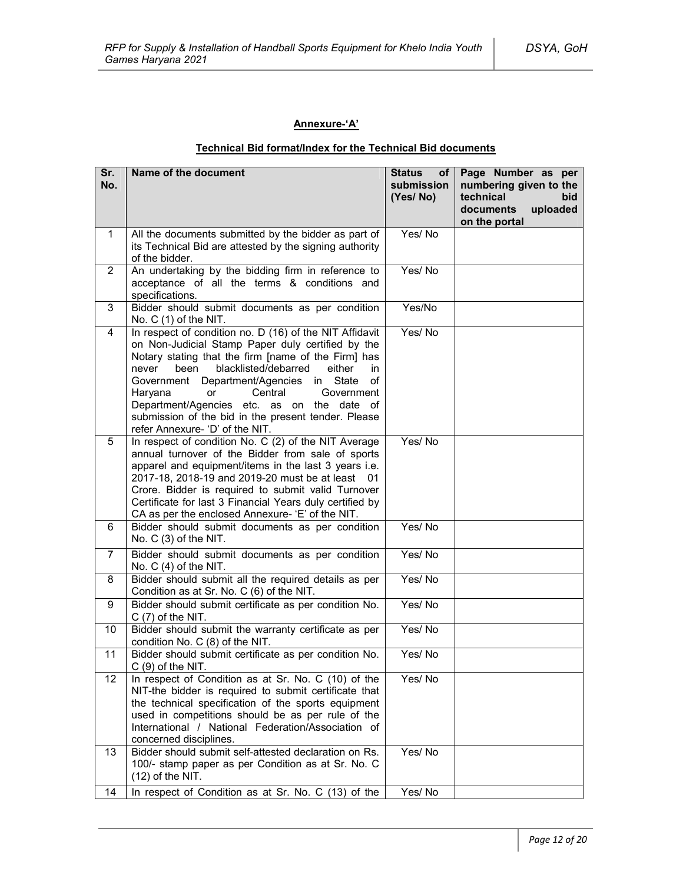## Annexure-'A'

### Technical Bid format/Index for the Technical Bid documents

| Sr. No. | Name of the document | Status of submission (Yes/ No) | Page Number as per numbering given to the technical bid documents uploaded on the portal |
|---|---|---|---|
| 1 | All the documents submitted by the bidder as part of its Technical Bid are attested by the signing authority of the bidder. | Yes/ No | |
| 2 | An undertaking by the bidding firm in reference to acceptance of all the terms & conditions and specifications. | Yes/ No | |
| 3 | Bidder should submit documents as per condition No. C (1) of the NIT. | Yes/No | |
| 4 | In respect of condition no. D (16) of the NIT Affidavit on Non-Judicial Stamp Paper duly certified by the Notary stating that the firm [name of the Firm] has never been blacklisted/debarred either in Government Department/Agencies in State of Haryana or Central Government Department/Agencies etc. as on the date of submission of the bid in the present tender. Please refer Annexure- 'D' of the NIT. | Yes/ No | |
| 5 | In respect of condition No. C (2) of the NIT Average annual turnover of the Bidder from sale of sports apparel and equipment/items in the last 3 years i.e. 2017-18, 2018-19 and 2019-20 must be at least 01 Crore. Bidder is required to submit valid Turnover Certificate for last 3 Financial Years duly certified by CA as per the enclosed Annexure- 'E' of the NIT. | Yes/ No | |
| 6 | Bidder should submit documents as per condition No. C (3) of the NIT. | Yes/ No | |
| 7 | Bidder should submit documents as per condition No. C (4) of the NIT. | Yes/ No | |
| 8 | Bidder should submit all the required details as per Condition as at Sr. No. C (6) of the NIT. | Yes/ No | |
| 9 | Bidder should submit certificate as per condition No. C (7) of the NIT. | Yes/ No | |
| 10 | Bidder should submit the warranty certificate as per condition No. C (8) of the NIT. | Yes/ No | |
| 11 | Bidder should submit certificate as per condition No. C (9) of the NIT. | Yes/ No | |
| 12 | In respect of Condition as at Sr. No. C (10) of the NIT-the bidder is required to submit certificate that the technical specification of the sports equipment used in competitions should be as per rule of the International / National Federation/Association of concerned disciplines. | Yes/ No | |
| 13 | Bidder should submit self-attested declaration on Rs. 100/- stamp paper as per Condition as at Sr. No. C (12) of the NIT. | Yes/ No | |
| 14 | In respect of Condition as at Sr. No. C (13) of the | Yes/ No | |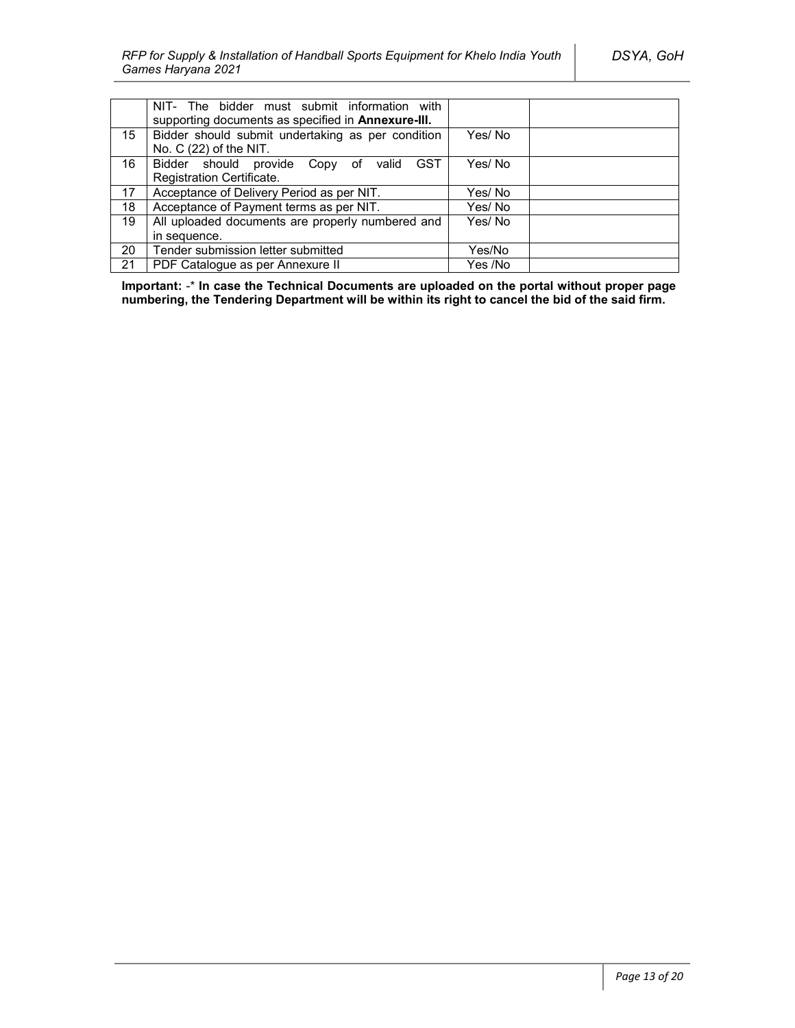|  | NIT- The bidder must submit information with supporting documents as specified in **Annexure-III.** |  |  |
|---|---|---|---|
| 15 | Bidder should submit undertaking as per condition No. C (22) of the NIT. | Yes/ No |  |
| 16 | Bidder should provide Copy of valid GST Registration Certificate. | Yes/ No |  |
| 17 | Acceptance of Delivery Period as per NIT. | Yes/ No |  |
| 18 | Acceptance of Payment terms as per NIT. | Yes/ No |  |
| 19 | All uploaded documents are properly numbered and in sequence. | Yes/ No |  |
| 20 | Tender submission letter submitted | Yes/No |  |
| 21 | PDF Catalogue as per Annexure II | Yes /No |  |

**Important:** -* **In case the Technical Documents are uploaded on the portal without proper page numbering, the Tendering Department will be within its right to cancel the bid of the said firm.**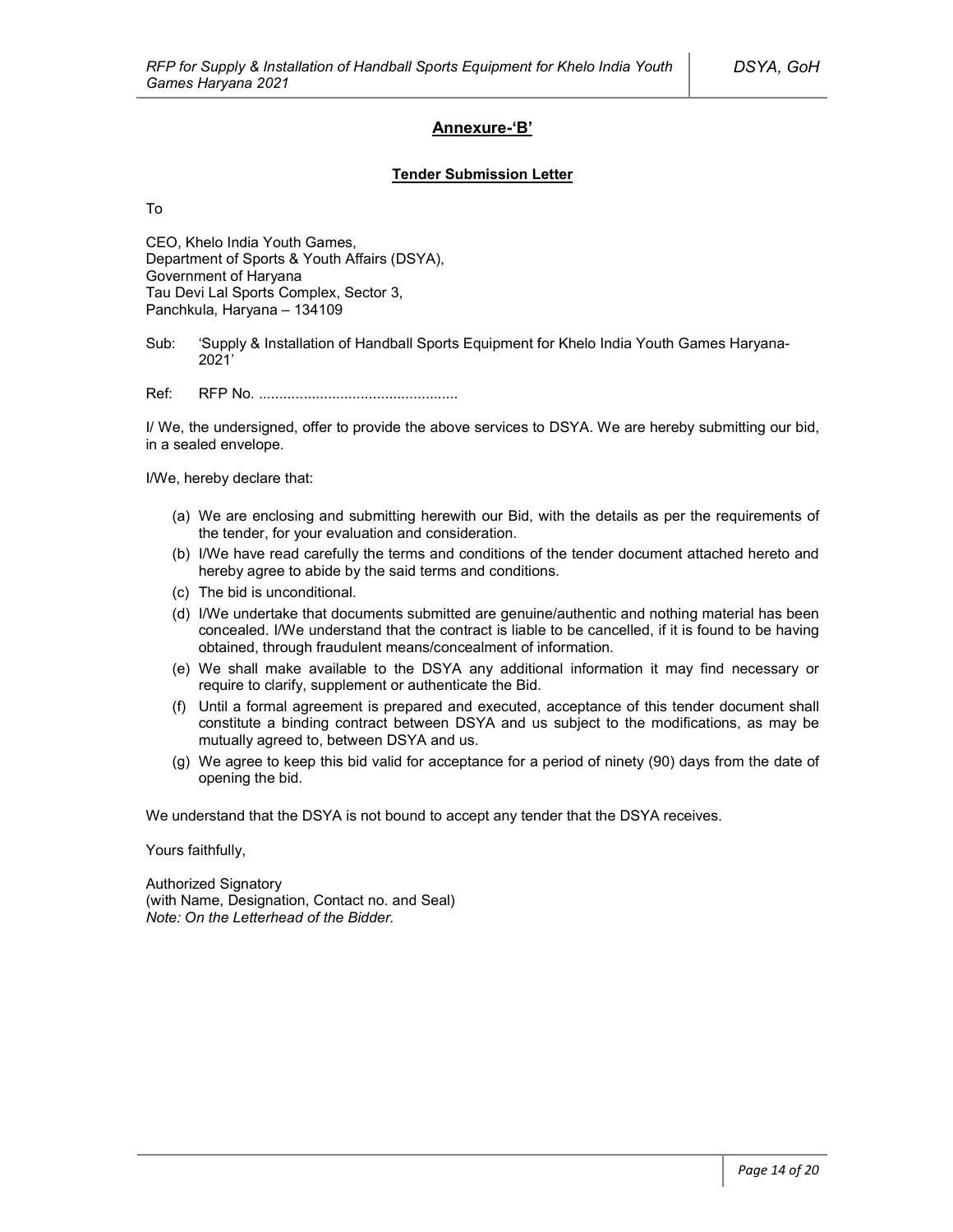## Annexure-'B'

### Tender Submission Letter

To

CEO, Khelo India Youth Games,  
Department of Sports & Youth Affairs (DSYA),  
Government of Haryana  
Tau Devi Lal Sports Complex, Sector 3,  
Panchkula, Haryana – 134109

Sub: 'Supply & Installation of Handball Sports Equipment for Khelo India Youth Games Haryana-2021'

Ref: RFP No. ................................................

I/ We, the undersigned, offer to provide the above services to DSYA. We are hereby submitting our bid, in a sealed envelope.

I/We, hereby declare that:

(a) We are enclosing and submitting herewith our Bid, with the details as per the requirements of the tender, for your evaluation and consideration.
(b) I/We have read carefully the terms and conditions of the tender document attached hereto and hereby agree to abide by the said terms and conditions.
(c) The bid is unconditional.
(d) I/We undertake that documents submitted are genuine/authentic and nothing material has been concealed. I/We understand that the contract is liable to be cancelled, if it is found to be having obtained, through fraudulent means/concealment of information.
(e) We shall make available to the DSYA any additional information it may find necessary or require to clarify, supplement or authenticate the Bid.
(f) Until a formal agreement is prepared and executed, acceptance of this tender document shall constitute a binding contract between DSYA and us subject to the modifications, as may be mutually agreed to, between DSYA and us.
(g) We agree to keep this bid valid for acceptance for a period of ninety (90) days from the date of opening the bid.

We understand that the DSYA is not bound to accept any tender that the DSYA receives.

Yours faithfully,

Authorized Signatory  
(with Name, Designation, Contact no. and Seal)  
*Note: On the Letterhead of the Bidder.*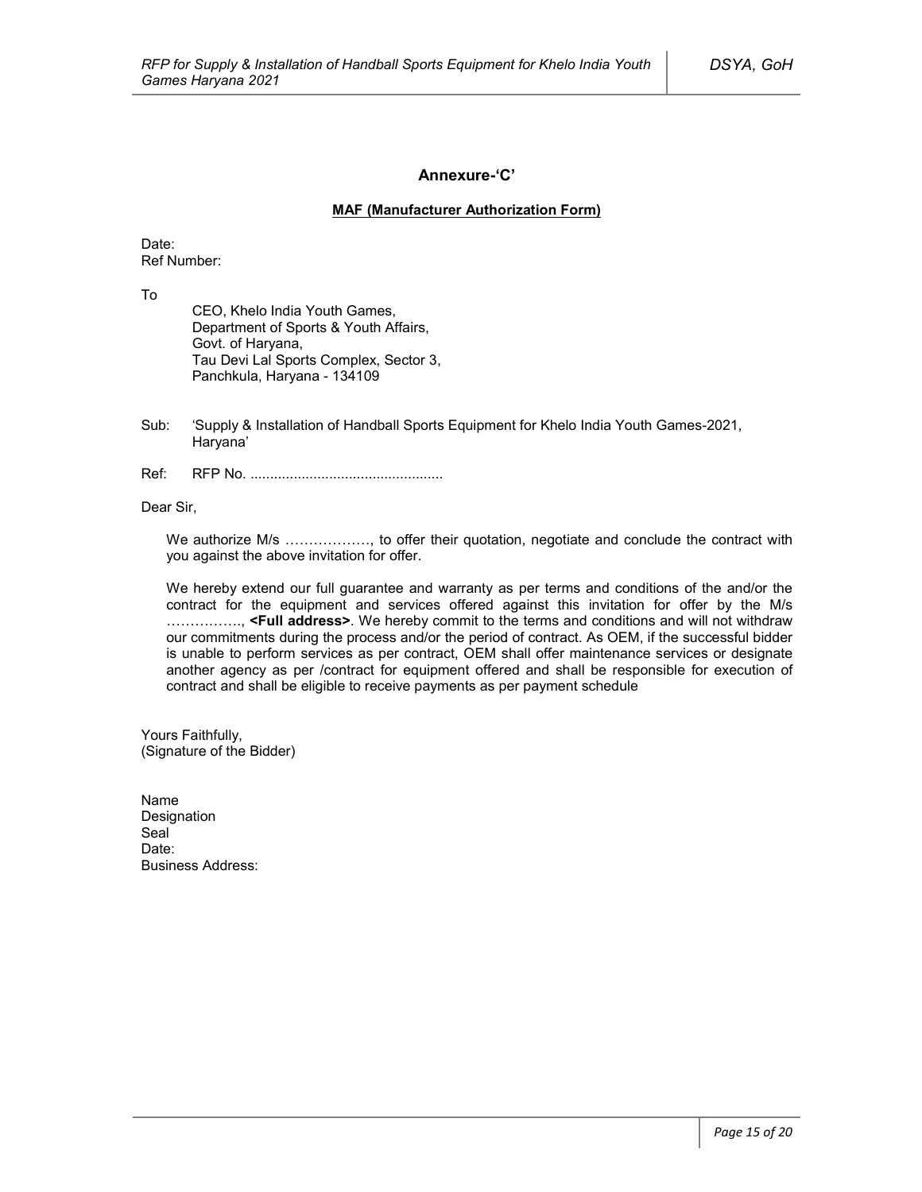## Annexure-'C'

**MAF (Manufacturer Authorization Form)**

Date:
Ref Number:

To

CEO, Khelo India Youth Games,
Department of Sports & Youth Affairs,
Govt. of Haryana,
Tau Devi Lal Sports Complex, Sector 3,
Panchkula, Haryana - 134109

Sub: 'Supply & Installation of Handball Sports Equipment for Khelo India Youth Games-2021, Haryana'

Ref: RFP No. .................................................

Dear Sir,

We authorize M/s ………………, to offer their quotation, negotiate and conclude the contract with you against the above invitation for offer.

We hereby extend our full guarantee and warranty as per terms and conditions of the and/or the contract for the equipment and services offered against this invitation for offer by the M/s ……………., **<Full address>**. We hereby commit to the terms and conditions and will not withdraw our commitments during the process and/or the period of contract. As OEM, if the successful bidder is unable to perform services as per contract, OEM shall offer maintenance services or designate another agency as per /contract for equipment offered and shall be responsible for execution of contract and shall be eligible to receive payments as per payment schedule

Yours Faithfully,
(Signature of the Bidder)

Name
Designation
Seal
Date:
Business Address: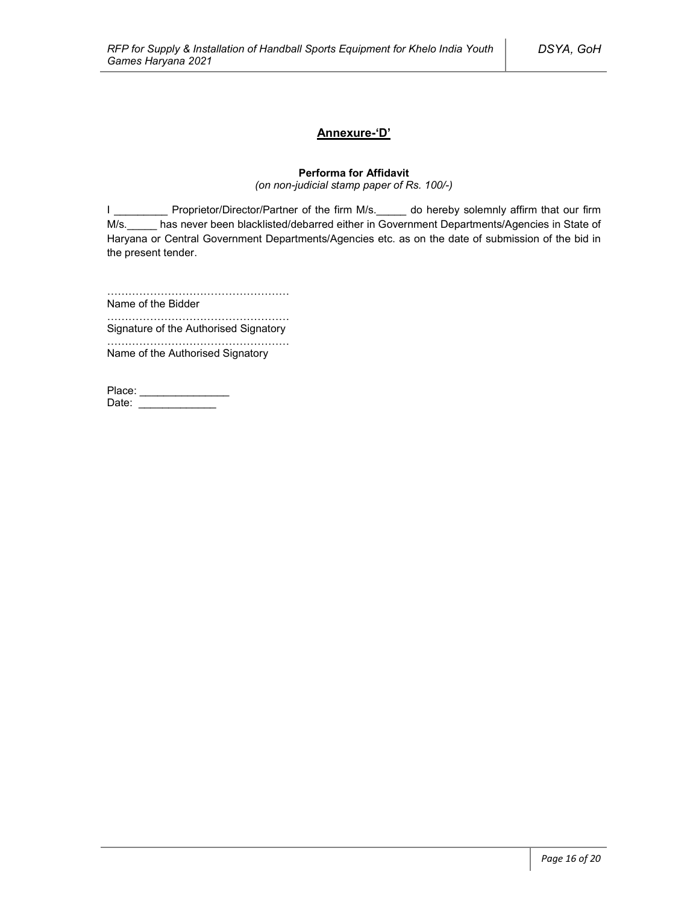## Annexure-'D'

**Performa for Affidavit**

*(on non-judicial stamp paper of Rs. 100/-)*

I _________ Proprietor/Director/Partner of the firm M/s._____ do hereby solemnly affirm that our firm M/s._____ has never been blacklisted/debarred either in Government Departments/Agencies in State of Haryana or Central Government Departments/Agencies etc. as on the date of submission of the bid in the present tender.

……………………………………………
Name of the Bidder

……………………………………………
Signature of the Authorised Signatory

……………………………………………
Name of the Authorised Signatory

Place: _______________
Date: _____________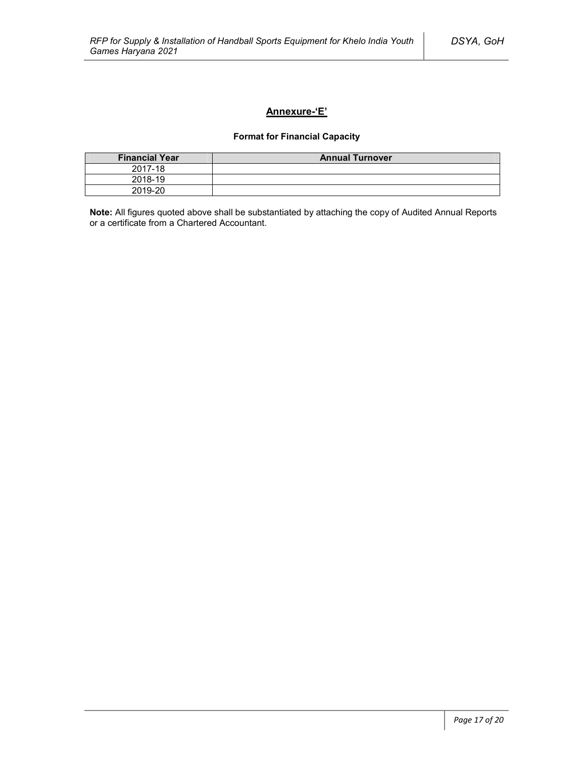## Annexure-'E'

**Format for Financial Capacity**

| Financial Year | Annual Turnover |
|---|---|
| 2017-18 | |
| 2018-19 | |
| 2019-20 | |

**Note:** All figures quoted above shall be substantiated by attaching the copy of Audited Annual Reports or a certificate from a Chartered Accountant.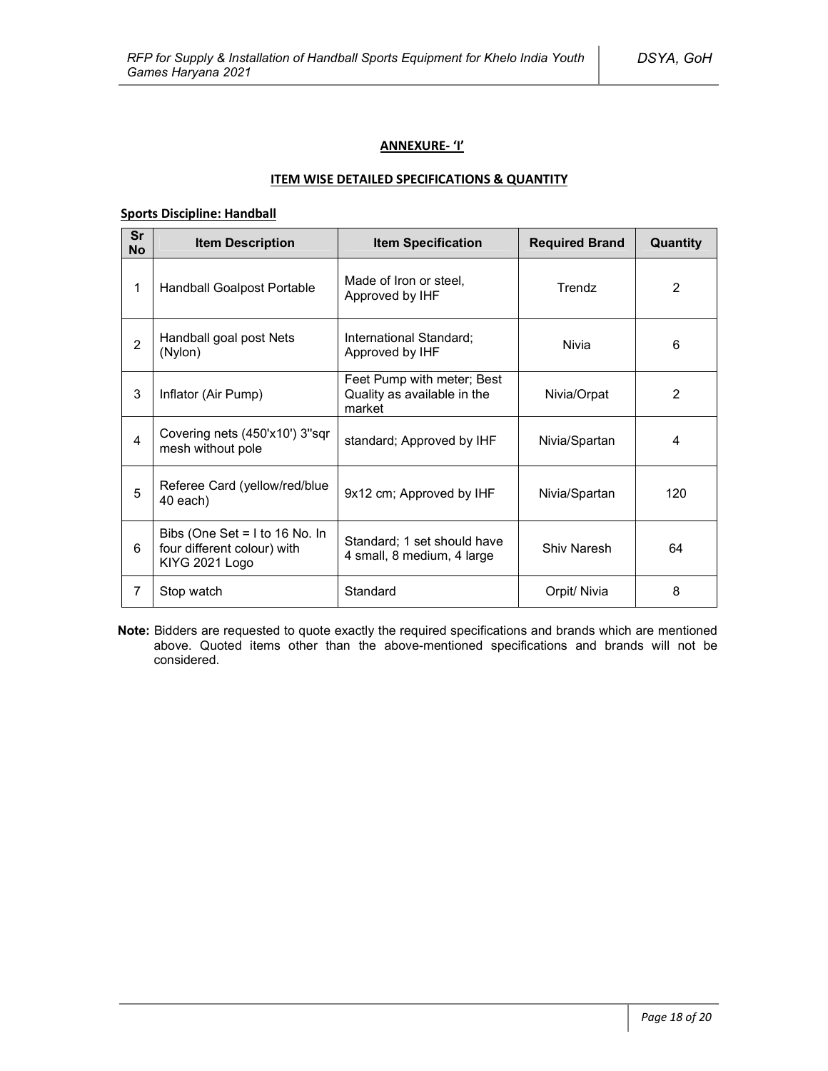## ANNEXURE- 'I'

### ITEM WISE DETAILED SPECIFICATIONS & QUANTITY

**Sports Discipline: Handball**

| Sr No | Item Description | Item Specification | Required Brand | Quantity |
|---|---|---|---|---|
| 1 | Handball Goalpost Portable | Made of Iron or steel, Approved by IHF | Trendz | 2 |
| 2 | Handball goal post Nets (Nylon) | International Standard; Approved by IHF | Nivia | 6 |
| 3 | Inflator (Air Pump) | Feet Pump with meter; Best Quality as available in the market | Nivia/Orpat | 2 |
| 4 | Covering nets (450'x10') 3"sqr mesh without pole | standard; Approved by IHF | Nivia/Spartan | 4 |
| 5 | Referee Card (yellow/red/blue 40 each) | 9x12 cm; Approved by IHF | Nivia/Spartan | 120 |
| 6 | Bibs (One Set = I to 16 No. In four different colour) with KIYG 2021 Logo | Standard; 1 set should have 4 small, 8 medium, 4 large | Shiv Naresh | 64 |
| 7 | Stop watch | Standard | Orpit/ Nivia | 8 |

**Note:** Bidders are requested to quote exactly the required specifications and brands which are mentioned above. Quoted items other than the above-mentioned specifications and brands will not be considered.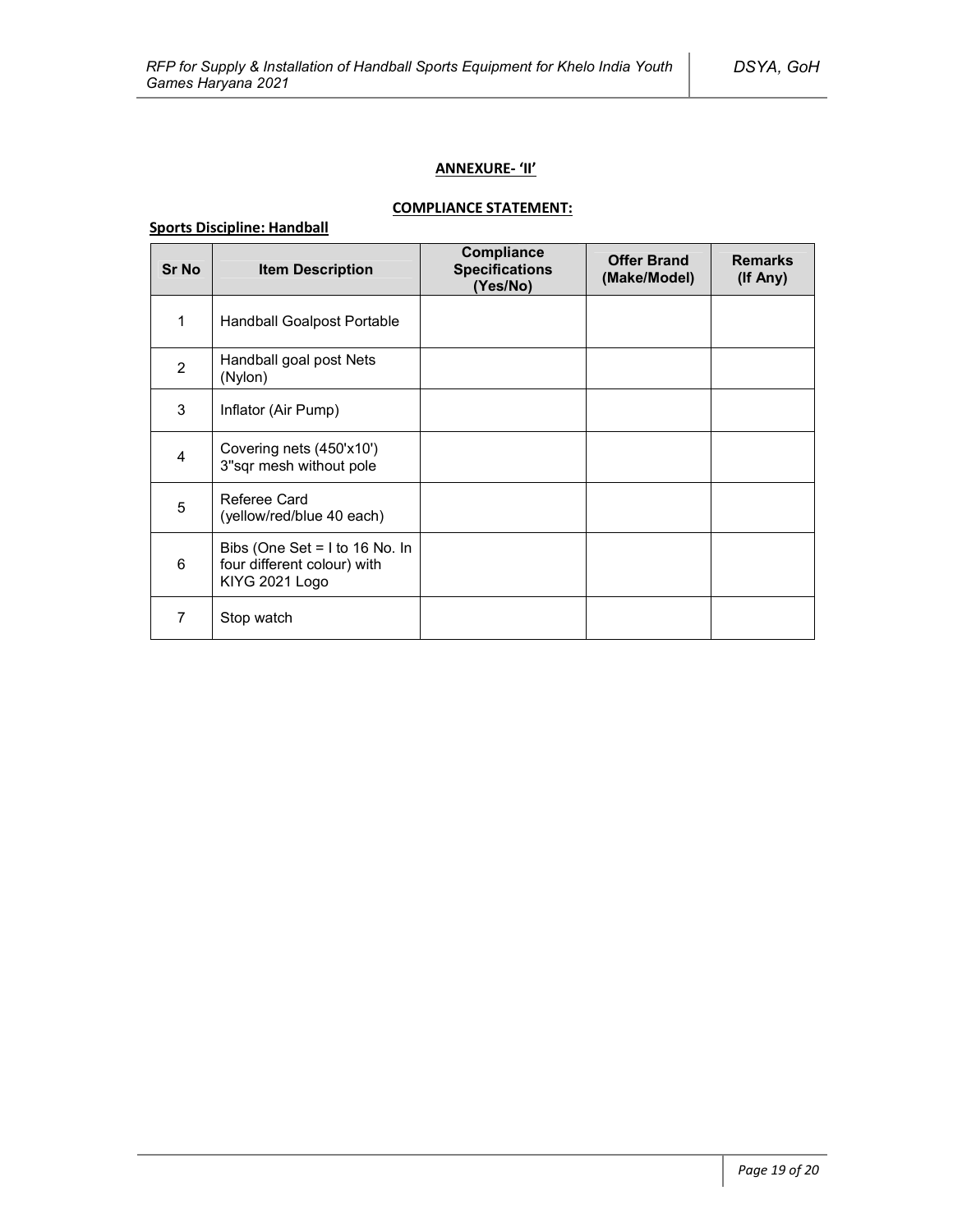**ANNEXURE- 'II'**

**COMPLIANCE STATEMENT:**

**Sports Discipline: Handball**

| Sr No | Item Description | Compliance Specifications (Yes/No) | Offer Brand (Make/Model) | Remarks (If Any) |
|---|---|---|---|---|
| 1 | Handball Goalpost Portable | | | |
| 2 | Handball goal post Nets (Nylon) | | | |
| 3 | Inflator (Air Pump) | | | |
| 4 | Covering nets (450'x10') 3"sqr mesh without pole | | | |
| 5 | Referee Card (yellow/red/blue 40 each) | | | |
| 6 | Bibs (One Set = I to 16 No. In four different colour) with KIYG 2021 Logo | | | |
| 7 | Stop watch | | | |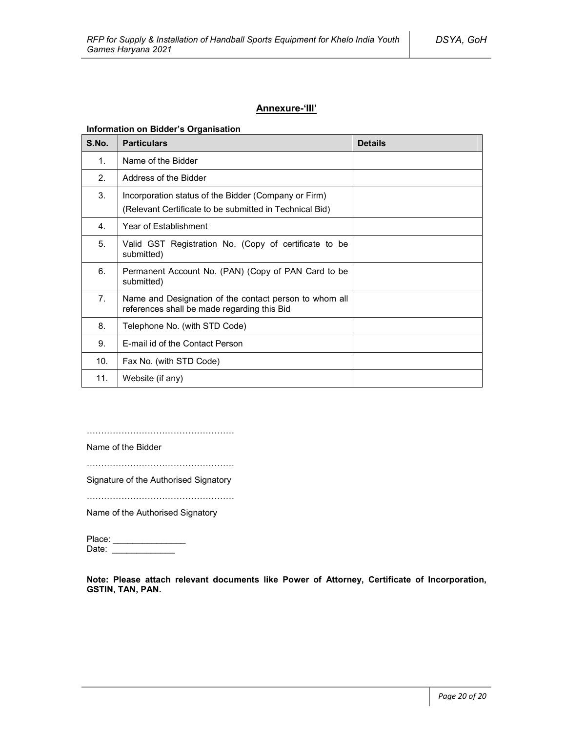## Annexure-'III'

**Information on Bidder's Organisation**

| S.No. | Particulars | Details |
|---|---|---|
| 1. | Name of the Bidder | |
| 2. | Address of the Bidder | |
| 3. | Incorporation status of the Bidder (Company or Firm)<br>(Relevant Certificate to be submitted in Technical Bid) | |
| 4. | Year of Establishment | |
| 5. | Valid GST Registration No. (Copy of certificate to be submitted) | |
| 6. | Permanent Account No. (PAN) (Copy of PAN Card to be submitted) | |
| 7. | Name and Designation of the contact person to whom all references shall be made regarding this Bid | |
| 8. | Telephone No. (with STD Code) | |
| 9. | E-mail id of the Contact Person | |
| 10. | Fax No. (with STD Code) | |
| 11. | Website (if any) | |

……………………………………………

Name of the Bidder

……………………………………………

Signature of the Authorised Signatory

……………………………………………

Name of the Authorised Signatory

Place: _______________
Date: _____________

**Note: Please attach relevant documents like Power of Attorney, Certificate of Incorporation, GSTIN, TAN, PAN.**